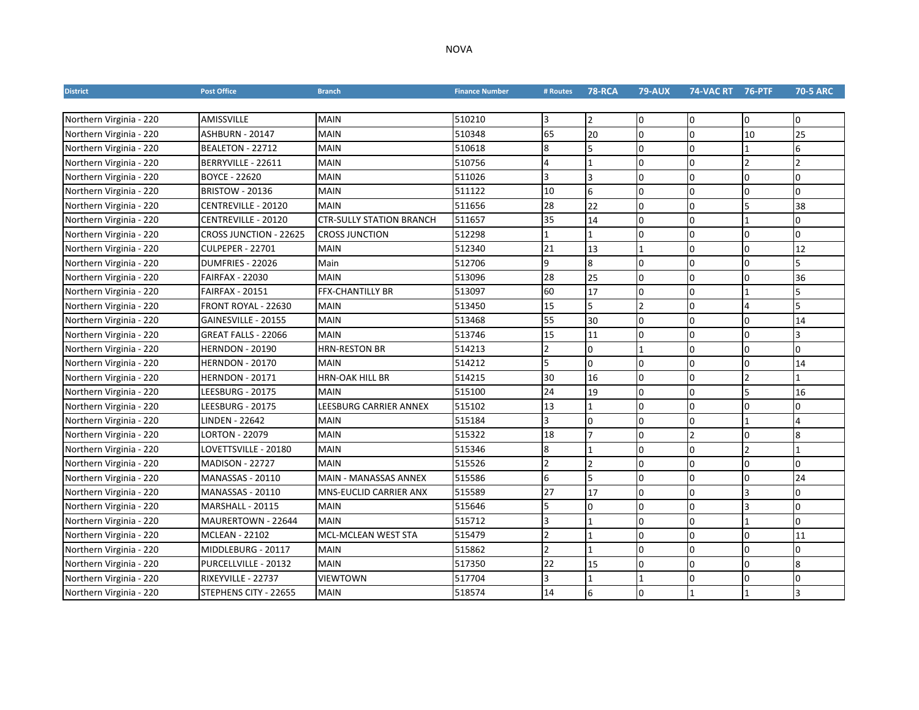NOVA

| District | Post Office | Branch | Finance Number | # Routes | 78-RCA | 79-AUX | 74-VAC RT | 76-PTF | 70-5 ARC |
|---|---|---|---|---|---|---|---|---|---|
| Northern Virginia - 220 | AMISSVILLE | MAIN | 510210 | 3 | 2 | 0 | 0 | 0 | 0 |
| Northern Virginia - 220 | ASHBURN - 20147 | MAIN | 510348 | 65 | 20 | 0 | 0 | 10 | 25 |
| Northern Virginia - 220 | BEALETON - 22712 | MAIN | 510618 | 8 | 5 | 0 | 0 | 1 | 6 |
| Northern Virginia - 220 | BERRYVILLE - 22611 | MAIN | 510756 | 4 | 1 | 0 | 0 | 2 | 2 |
| Northern Virginia - 220 | BOYCE - 22620 | MAIN | 511026 | 3 | 3 | 0 | 0 | 0 | 0 |
| Northern Virginia - 220 | BRISTOW - 20136 | MAIN | 511122 | 10 | 6 | 0 | 0 | 0 | 0 |
| Northern Virginia - 220 | CENTREVILLE - 20120 | MAIN | 511656 | 28 | 22 | 0 | 0 | 5 | 38 |
| Northern Virginia - 220 | CENTREVILLE - 20120 | CTR-SULLY STATION BRANCH | 511657 | 35 | 14 | 0 | 0 | 1 | 0 |
| Northern Virginia - 220 | CROSS JUNCTION - 22625 | CROSS JUNCTION | 512298 | 1 | 1 | 0 | 0 | 0 | 0 |
| Northern Virginia - 220 | CULPEPER - 22701 | MAIN | 512340 | 21 | 13 | 1 | 0 | 0 | 12 |
| Northern Virginia - 220 | DUMFRIES - 22026 | Main | 512706 | 9 | 8 | 0 | 0 | 0 | 5 |
| Northern Virginia - 220 | FAIRFAX - 22030 | MAIN | 513096 | 28 | 25 | 0 | 0 | 0 | 36 |
| Northern Virginia - 220 | FAIRFAX - 20151 | FFX-CHANTILLY BR | 513097 | 60 | 17 | 0 | 0 | 1 | 5 |
| Northern Virginia - 220 | FRONT ROYAL - 22630 | MAIN | 513450 | 15 | 5 | 2 | 0 | 4 | 5 |
| Northern Virginia - 220 | GAINESVILLE - 20155 | MAIN | 513468 | 55 | 30 | 0 | 0 | 0 | 14 |
| Northern Virginia - 220 | GREAT FALLS - 22066 | MAIN | 513746 | 15 | 11 | 0 | 0 | 0 | 3 |
| Northern Virginia - 220 | HERNDON - 20190 | HRN-RESTON BR | 514213 | 2 | 0 | 1 | 0 | 0 | 0 |
| Northern Virginia - 220 | HERNDON - 20170 | MAIN | 514212 | 5 | 0 | 0 | 0 | 0 | 14 |
| Northern Virginia - 220 | HERNDON - 20171 | HRN-OAK HILL BR | 514215 | 30 | 16 | 0 | 0 | 2 | 1 |
| Northern Virginia - 220 | LEESBURG - 20175 | MAIN | 515100 | 24 | 19 | 0 | 0 | 5 | 16 |
| Northern Virginia - 220 | LEESBURG - 20175 | LEESBURG CARRIER ANNEX | 515102 | 13 | 1 | 0 | 0 | 0 | 0 |
| Northern Virginia - 220 | LINDEN - 22642 | MAIN | 515184 | 3 | 0 | 0 | 0 | 1 | 4 |
| Northern Virginia - 220 | LORTON - 22079 | MAIN | 515322 | 18 | 7 | 0 | 2 | 0 | 8 |
| Northern Virginia - 220 | LOVETTSVILLE - 20180 | MAIN | 515346 | 8 | 1 | 0 | 0 | 2 | 1 |
| Northern Virginia - 220 | MADISON - 22727 | MAIN | 515526 | 2 | 2 | 0 | 0 | 0 | 0 |
| Northern Virginia - 220 | MANASSAS - 20110 | MAIN - MANASSAS ANNEX | 515586 | 6 | 5 | 0 | 0 | 0 | 24 |
| Northern Virginia - 220 | MANASSAS - 20110 | MNS-EUCLID CARRIER ANX | 515589 | 27 | 17 | 0 | 0 | 3 | 0 |
| Northern Virginia - 220 | MARSHALL - 20115 | MAIN | 515646 | 5 | 0 | 0 | 0 | 3 | 0 |
| Northern Virginia - 220 | MAURERTOWN - 22644 | MAIN | 515712 | 3 | 1 | 0 | 0 | 1 | 0 |
| Northern Virginia - 220 | MCLEAN - 22102 | MCL-MCLEAN WEST STA | 515479 | 2 | 1 | 0 | 0 | 0 | 11 |
| Northern Virginia - 220 | MIDDLEBURG - 20117 | MAIN | 515862 | 2 | 1 | 0 | 0 | 0 | 0 |
| Northern Virginia - 220 | PURCELLVILLE - 20132 | MAIN | 517350 | 22 | 15 | 0 | 0 | 0 | 8 |
| Northern Virginia - 220 | RIXEYVILLE - 22737 | VIEWTOWN | 517704 | 3 | 1 | 1 | 0 | 0 | 0 |
| Northern Virginia - 220 | STEPHENS CITY - 22655 | MAIN | 518574 | 14 | 6 | 0 | 1 | 1 | 3 |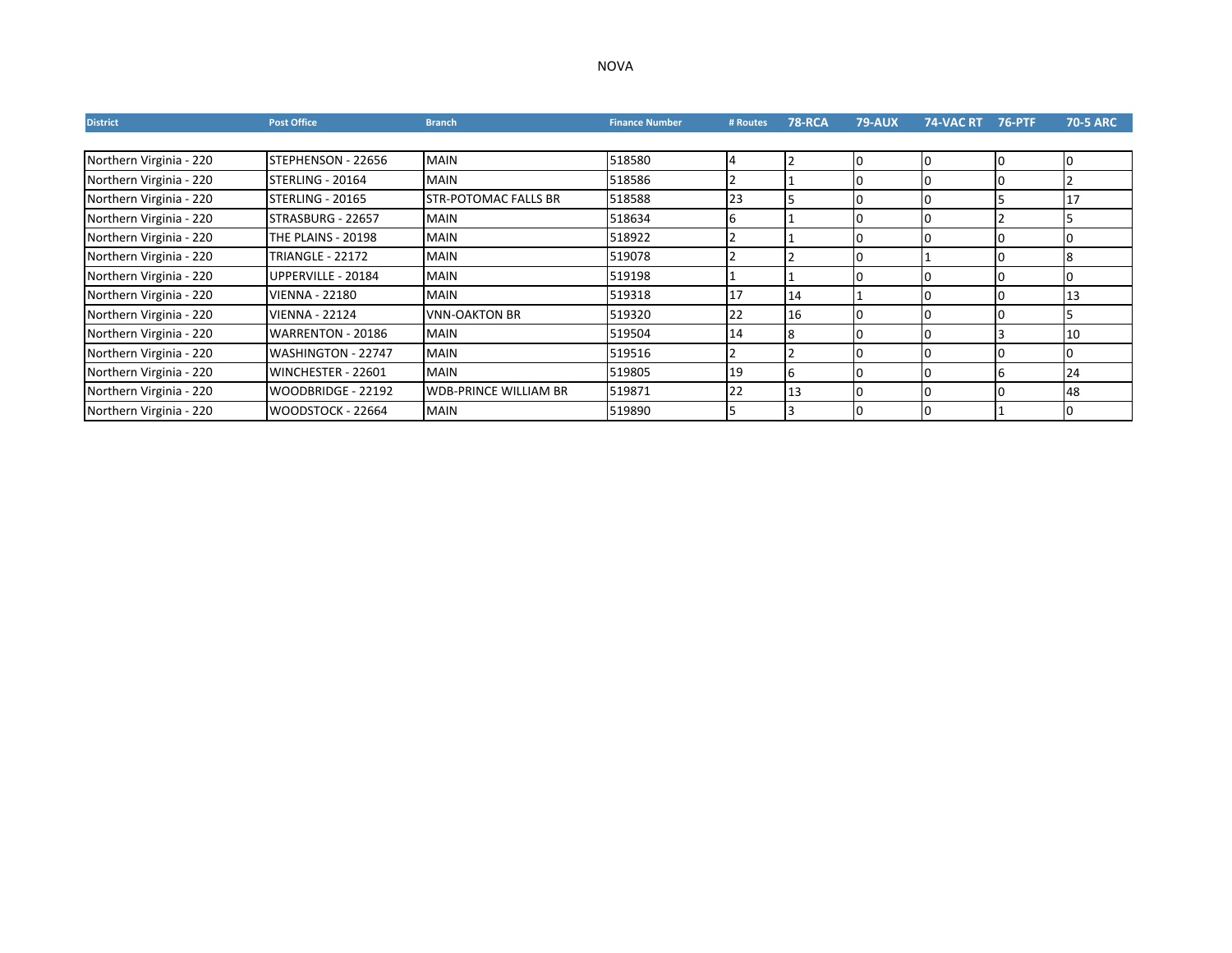NOVA

| District | Post Office | Branch | Finance Number | # Routes | 78-RCA | 79-AUX | 74-VAC RT | 76-PTF | 70-5 ARC |
|---|---|---|---|---|---|---|---|---|---|
| Northern Virginia - 220 | STEPHENSON - 22656 | MAIN | 518580 | 4 | 2 | 0 | 0 | 0 | 0 |
| Northern Virginia - 220 | STERLING - 20164 | MAIN | 518586 | 2 | 1 | 0 | 0 | 0 | 2 |
| Northern Virginia - 220 | STERLING - 20165 | STR-POTOMAC FALLS BR | 518588 | 23 | 5 | 0 | 0 | 5 | 17 |
| Northern Virginia - 220 | STRASBURG - 22657 | MAIN | 518634 | 6 | 1 | 0 | 0 | 2 | 5 |
| Northern Virginia - 220 | THE PLAINS - 20198 | MAIN | 518922 | 2 | 1 | 0 | 0 | 0 | 0 |
| Northern Virginia - 220 | TRIANGLE - 22172 | MAIN | 519078 | 2 | 2 | 0 | 1 | 0 | 8 |
| Northern Virginia - 220 | UPPERVILLE - 20184 | MAIN | 519198 | 1 | 1 | 0 | 0 | 0 | 0 |
| Northern Virginia - 220 | VIENNA - 22180 | MAIN | 519318 | 17 | 14 | 1 | 0 | 0 | 13 |
| Northern Virginia - 220 | VIENNA - 22124 | VNN-OAKTON BR | 519320 | 22 | 16 | 0 | 0 | 0 | 5 |
| Northern Virginia - 220 | WARRENTON - 20186 | MAIN | 519504 | 14 | 8 | 0 | 0 | 3 | 10 |
| Northern Virginia - 220 | WASHINGTON - 22747 | MAIN | 519516 | 2 | 2 | 0 | 0 | 0 | 0 |
| Northern Virginia - 220 | WINCHESTER - 22601 | MAIN | 519805 | 19 | 6 | 0 | 0 | 6 | 24 |
| Northern Virginia - 220 | WOODBRIDGE - 22192 | WDB-PRINCE WILLIAM BR | 519871 | 22 | 13 | 0 | 0 | 0 | 48 |
| Northern Virginia - 220 | WOODSTOCK - 22664 | MAIN | 519890 | 5 | 3 | 0 | 0 | 1 | 0 |